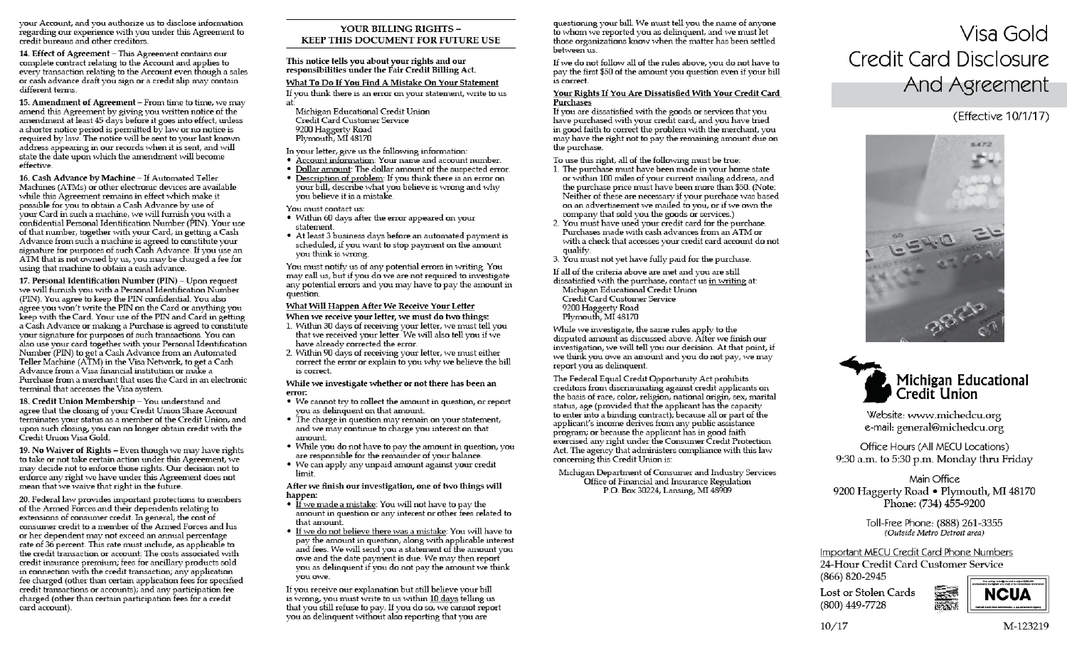your Account, and you authorize us to disclose information regarding our experience with you under this Agreement to credit bureaus and other creditors.

**14. Effect of Agreement** – This Agreement contains our complete contract relating to the Account and applies to every transaction relating to the Account even though a sales or cash advance draft you sign or a credit slip may contain different terms.

**15. Amendment of Agreement** – From time to time, we may amend this Agreement by giving you written notice of the amendment at least 45 days before it goes into effect, unless a shorter notice period is permitted by law or no notice is required by law. The notice will be sent to your last known address appearing in our records when it is sent, and will state the date upon which the amendment will become effective.

**16. Cash Advance by Machine** – If Automated Teller Machines (ATMs) or other electronic devices are available while this Agreement remains in effect which make it possible for you to obtain a Cash Advance by use of your Card in such a machine, we will furnish you with a confidential Personal Identification Number (PIN). Your use of that number, together with your Card, in getting a Cash Advance from such a machine is agreed to constitute your signature for purposes of such Cash Advance. If you use an ATM that is not owned by us, you may be charged a fee for using that machine to obtain a cash advance.

**17. Personal Identification Number (PIN)** – Upon request we will furnish you with a Personal Identification Number (PIN). You agree to keep the PIN confidential. You also agree you won't write the PIN on the Card or anything you keep with the Card. Your use of the PIN and Card in getting a Cash Advance or making a Purchase is agreed to constitute your signature for purposes of such transactions. You can also use your card together with your Personal Identification Number (PIN) to get a Cash Advance from an Automated Teller Machine (ATM) in the Visa Network, to get a Cash Advance from a Visa financial institution or make a Purchase from a merchant that uses the Card in an electronic terminal that accesses the Visa system.

**18. Credit Union Membership** – You understand and agree that the closing of your Credit Union Share Account terminates your status as a member of the Credit Union, and upon such closing, you can no longer obtain credit with the Credit Union Visa Gold.

**19. No Waiver of Rights** – Even though we may have rights to take or not take certain action under this Agreement, we may decide not to enforce those rights. Our decision not to enforce any right we have under this Agreement does not mean that we waive that right in the future.

20. Federal law provides important protections to members of the Armed Forces and their dependents relating to extensions of consumer credit. In general, the cost of consumer credit to a member of the Armed Forces and his or her dependent may not exceed an annual percentage rate of 36 percent. This rate must include, as applicable to the credit transaction or account: The costs associated with credit insurance premium; fees for ancillary products sold in connection with the credit transaction; any application fee charged (other than certain application fees for specified credit transactions or accounts); and any participation fee charged (other than certain participation fees for a credit card account).

## YOUR BILLING RIGHTS – KEEP THIS DOCUMENT FOR FUTURE USE

**This notice tells you about your rights and our responsibilities under the Fair Credit Billing Act.**

**What To Do If You Find A Mistake On Your Statement**

If you think there is an error on your statement, write to us at:

Michigan Educational Credit Union
Credit Card Customer Service
9200 Haggerty Road
Plymouth, MI 48170

In your letter, give us the following information:

- Account information: Your name and account number.
- Dollar amount: The dollar amount of the suspected error.
- Description of problem: If you think there is an error on your bill, describe what you believe is wrong and why you believe it is a mistake.

You must contact us:

- Within 60 days after the error appeared on your statement.
- At least 3 business days before an automated payment is scheduled, if you want to stop payment on the amount you think is wrong.

You must notify us of any potential errors in writing. You may call us, but if you do we are not required to investigate any potential errors and you may have to pay the amount in question.

**What Will Happen After We Receive Your Letter**

**When we receive your letter, we must do two things:**

1. Within 30 days of receiving your letter, we must tell you that we received your letter. We will also tell you if we have already corrected the error.
2. Within 90 days of receiving your letter, we must either correct the error or explain to you why we believe the bill is correct.

**While we investigate whether or not there has been an error:**

- We cannot try to collect the amount in question, or report you as delinquent on that amount.
- The charge in question may remain on your statement, and we may continue to charge you interest on that amount.
- While you do not have to pay the amount in question, you are responsible for the remainder of your balance.
- We can apply any unpaid amount against your credit limit.

**After we finish our investigation, one of two things will happen:**

- If we made a mistake: You will not have to pay the amount in question or any interest or other fees related to that amount.
- If we do not believe there was a mistake: You will have to pay the amount in question, along with applicable interest and fees. We will send you a statement of the amount you owe and the date payment is due. We may then report you as delinquent if you do not pay the amount we think you owe.

If you receive our explanation but still believe your bill is wrong, you must write to us within 10 days telling us that you still refuse to pay. If you do so, we cannot report you as delinquent without also reporting that you are questioning your bill. We must tell you the name of anyone to whom we reported you as delinquent, and we must let those organizations know when the matter has been settled between us.

If we do not follow all of the rules above, you do not have to pay the first $50 of the amount you question even if your bill is correct.

**Your Rights If You Are Dissatisfied With Your Credit Card Purchases**

If you are dissatisfied with the goods or services that you have purchased with your credit card, and you have tried in good faith to correct the problem with the merchant, you may have the right not to pay the remaining amount due on the purchase.

To use this right, all of the following must be true:

1. The purchase must have been made in your home state or within 100 miles of your current mailing address, and the purchase price must have been more than $50. (Note: Neither of these are necessary if your purchase was based on an advertisement we mailed to you, or if we own the company that sold you the goods or services.)
2. You must have used your credit card for the purchase. Purchases made with cash advances from an ATM or with a check that accesses your credit card account do not qualify.
3. You must not yet have fully paid for the purchase.

If all of the criteria above are met and you are still dissatisfied with the purchase, contact us in writing at:

Michigan Educational Credit Union
Credit Card Customer Service
9200 Haggerty Road
Plymouth, MI 48170

While we investigate, the same rules apply to the disputed amount as discussed above. After we finish our investigation, we will tell you our decision. At that point, if we think you owe an amount and you do not pay, we may report you as delinquent.

The Federal Equal Credit Opportunity Act prohibits creditors from discriminating against credit applicants on the basis of race, color, religion, national origin, sex, marital status, age (provided that the applicant has the capacity to enter into a binding contract); because all or part of the applicant's income derives from any public assistance program; or because the applicant has in good faith exercised any right under the Consumer Credit Protection Act. The agency that administers compliance with this law concerning this Credit Union is:

Michigan Department of Consumer and Industry Services
Office of Financial and Insurance Regulation
P.O. Box 30224, Lansing, MI 48909

# Visa Gold Credit Card Disclosure And Agreement

(Effective 10/1/17)

Michigan Educational Credit Union

Website: www.michedcu.org
e-mail: general@michedcu.org

Office Hours (All MECU Locations)
9:30 a.m. to 5:30 p.m. Monday thru Friday

Main Office
9200 Haggerty Road • Plymouth, MI 48170
Phone: (734) 455-9200

Toll-Free Phone: (888) 261-3355
*(Outside Metro Detroit area)*

Important MECU Credit Card Phone Numbers

24-Hour Credit Card Customer Service
(866) 820-2945

Lost or Stolen Cards
(800) 449-7728

NCUA

10/17

M-123219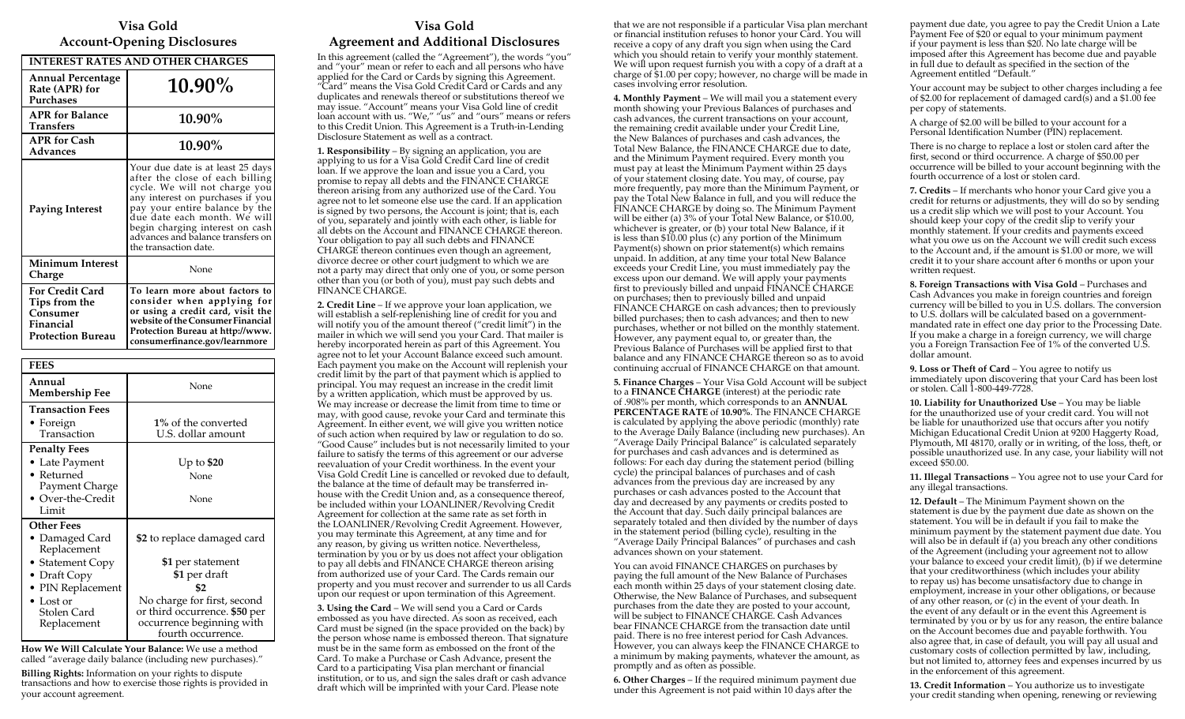# Visa Gold Account-Opening Disclosures

| INTEREST RATES AND OTHER CHARGES | |
|---|---|
| **Annual Percentage Rate (APR) for Purchases** | **10.90%** |
| **APR for Balance Transfers** | **10.90%** |
| **APR for Cash Advances** | **10.90%** |
| **Paying Interest** | Your due date is at least 25 days after the close of each billing cycle. We will not charge you any interest on purchases if you pay your entire balance by the due date each month. We will begin charging interest on cash advances and balance transfers on the transaction date. |
| **Minimum Interest Charge** | None |
| **For Credit Card Tips from the Consumer Financial Protection Bureau** | **To learn more about factors to consider when applying for or using a credit card, visit the website of the Consumer Financial Protection Bureau at http://www.consumerfinance.gov/learnmore** |

| FEES | |
|---|---|
| **Annual Membership Fee** | None |
| **Transaction Fees** | |
| • Foreign Transaction | **1%** of the converted U.S. dollar amount |
| **Penalty Fees** | |
| • Late Payment | Up to **$20** |
| • Returned Payment Charge | None |
| • Over-the-Credit Limit | None |
| **Other Fees** | |
| • Damaged Card Replacement | **$2** to replace damaged card |
| • Statement Copy | **$1** per statement |
| • Draft Copy | **$1** per draft |
| • PIN Replacement | **$2** |
| • Lost or Stolen Card Replacement | No charge for first, second or third occurrence. **$50** per occurrence beginning with fourth occurrence. |

**How We Will Calculate Your Balance:** We use a method called "average daily balance (including new purchases)."

**Billing Rights:** Information on your rights to dispute transactions and how to exercise those rights is provided in your account agreement.

# Visa Gold Agreement and Additional Disclosures

In this agreement (called the "Agreement"), the words "you" and "your" mean or refer to each and all persons who have applied for the Card or Cards by signing this Agreement. "Card" means the Visa Gold Credit Card or Cards and any duplicates and renewals thereof or substitutions thereof we may issue. "Account" means your Visa Gold line of credit loan account with us. "We," "us," and "ours" means or refers to this Credit Union. This Agreement is a Truth-in-Lending Disclosure Statement as well as a contract.

**1. Responsibility** – By signing an application, you are applying to us for a Visa Gold Credit Card line of credit loan. If we approve the loan and issue you a Card, you promise to repay all debts and the FINANCE CHARGE thereon arising from any authorized use of the Card. You agree not to let someone else use the card. If an application is signed by two persons, the Account is joint; that is, each of you, separately and jointly with each other, is liable for all debts on the Account and FINANCE CHARGE thereon. Your obligation to pay all such debts and FINANCE CHARGE thereon continues even though an agreement, divorce decree or other court judgment to which we are not a party may direct that only one of you, or some person other than you (or both of you), must pay such debts and FINANCE CHARGE.

**2. Credit Line** – If we approve your loan application, we will establish a self-replenishing line of credit for you and will notify you of the amount thereof ("credit limit") in the mailer in which we will send you your Card. That mailer is hereby incorporated herein as part of this Agreement. You agree not to let your Account Balance exceed such amount. Each payment you make on the Account will replenish your credit limit by the part of that payment which is applied to principal. You may request an increase in the credit limit by a written application, which must be approved by us. We may increase or decrease the limit from time to time or may, with good cause, revoke your Card and terminate this Agreement. In either event, we will give you written notice of such action when required by law or regulation to do so. "Good Cause" includes but is not necessarily limited to your failure to satisfy the terms of this agreement or our adverse reevaluation of your Credit worthiness. In the event your Visa Gold Credit Line is cancelled or revoked due to default, the balance at the time of default may be transferred in-house with the Credit Union and, as a consequence thereof, be included within your LOANLINER/Revolving Credit Agreement for collection at the same rate as set forth in the LOANLINER/Revolving Credit Agreement. However, you may terminate this Agreement, at any time and for any reason, by giving us written notice. Nevertheless, termination by you or by us does not affect your obligation to pay all debts and FINANCE CHARGE thereon arising from authorized use of your Card. The Cards remain our property and you must recover and surrender to us all Cards upon our request or upon termination of this Agreement.

**3. Using the Card** – We will send you a Card or Cards embossed as you have directed. As soon as received, each Card must be signed (in the space provided on the back) by the person whose name is embossed thereon. That signature must be in the same form as embossed on the front of the Card. To make a Purchase or Cash Advance, present the Card to a participating Visa plan merchant or financial institution, or to us, and sign the sales draft or cash advance draft which will be imprinted with your Card. Please note that we are not responsible if a particular Visa plan merchant or financial institution refuses to honor your Card. You will receive a copy of any draft you sign when using the Card which you should retain to verify your monthly statement. We will upon request furnish you with a copy of a draft at a charge of $1.00 per copy; however, no charge will be made in cases involving error resolution.

**4. Monthly Payment** – We will mail you a statement every month showing your Previous Balances of purchases and cash advances, the current transactions on your account, the remaining credit available under your Credit Line, the New Balances of purchases and cash advances, the Total New Balance, the FINANCE CHARGE due to date, and the Minimum Payment required. Every month you must pay at least the Minimum Payment within 25 days of your statement closing date. You may, of course, pay more frequently, pay more than the Minimum Payment, or pay the Total New Balance in full, and you will reduce the FINANCE CHARGE by doing so. The Minimum Payment will be either (a) 3% of your Total New Balance, or $10.00, whichever is greater, or (b) your total New Balance, if it is less than $10.00 plus (c) any portion of the Minimum Payment(s) shown on prior statement(s) which remains unpaid. In addition, at any time your total New Balance exceeds your Credit Line, you must immediately pay the excess upon our demand. We will apply your payments first to previously billed and unpaid FINANCE CHARGE on purchases; then to previously billed and unpaid FINANCE CHARGE on cash advances; then to previously billed purchases; then to cash advances; and then to new purchases, whether or not billed on the monthly statement. However, any payment equal to, or greater than, the Previous Balance of Purchases will be applied first to that balance and any FINANCE CHARGE thereon so as to avoid continuing accrual of FINANCE CHARGE on that amount.

**5. Finance Charges** – Your Visa Gold Account will be subject to a **FINANCE CHARGE** (interest) at the periodic rate of .908% per month, which corresponds to an **ANNUAL PERCENTAGE RATE** of **10.90%**. The FINANCE CHARGE is calculated by applying the above periodic (monthly) rate to the Average Daily Balance (including new purchases). An "Average Daily Principal Balance" is calculated separately for purchases and cash advances and is determined as follows: For each day during the statement period (billing cycle) the principal balances of purchases and of cash advances from the previous day are increased by any purchases or cash advances posted to the Account that day and decreased by any payments or credits posted to the Account that day. Such daily principal balances are separately totaled and then divided by the number of days in the statement period (billing cycle), resulting in the "Average Daily Principal Balances" of purchases and cash advances shown on your statement.

You can avoid FINANCE CHARGES on purchases by paying the full amount of the New Balance of Purchases each month within 25 days of your statement closing date. Otherwise, the New Balance of Purchases, and subsequent purchases from the date they are posted to your account, will be subject to FINANCE CHARGE. Cash Advances bear FINANCE CHARGE from the transaction date until paid. There is no free interest period for Cash Advances. However, you can always keep the FINANCE CHARGE to a minimum by making payments, whatever the amount, as promptly and as often as possible.

**6. Other Charges** – If the required minimum payment due under this Agreement is not paid within 10 days after the payment due date, you agree to pay the Credit Union a Late Payment Fee of $20 or equal to your minimum payment if your payment is less than $20. No late charge will be imposed after this Agreement has become due and payable in full due to default as specified in the section of the Agreement entitled "Default."

Your account may be subject to other charges including a fee of $2.00 for replacement of damaged card(s) and a $1.00 fee per copy of statements.

A charge of $2.00 will be billed to your account for a Personal Identification Number (PIN) replacement.

There is no charge to replace a lost or stolen card after the first, second or third occurrence. A charge of $50.00 per occurrence will be billed to your account beginning with the fourth occurrence of a lost or stolen card.

**7. Credits** – If merchants who honor your Card give you a credit for returns or adjustments, they will do so by sending us a credit slip which we will post to your Account. You should keep your copy of the credit slip to verify your monthly statement. If your credits and payments exceed what you owe us on the Account we will credit such excess to the Account and, if the amount is $1.00 or more, we will credit it to your share account after 6 months or upon your written request.

**8. Foreign Transactions with Visa Gold** – Purchases and Cash Advances you make in foreign countries and foreign currency will be billed to you in U.S. dollars. The conversion to U.S. dollars will be calculated based on a government-mandated rate in effect one day prior to the Processing Date. If you make a charge in a foreign currency, we will charge you a Foreign Transaction Fee of 1% of the converted U.S. dollar amount.

**9. Loss or Theft of Card** – You agree to notify us immediately upon discovering that your Card has been lost or stolen. Call 1-800-449-7728.

**10. Liability for Unauthorized Use** – You may be liable for the unauthorized use of your credit card. You will not be liable for unauthorized use that occurs after you notify Michigan Educational Credit Union at 9200 Haggerty Road, Plymouth, MI 48170, orally or in writing, of the loss, theft, or possible unauthorized use. In any case, your liability will not exceed $50.00.

**11. Illegal Transactions** – You agree not to use your Card for any illegal transactions.

**12. Default** – The Minimum Payment shown on the statement is due by the payment due date as shown on the statement. You will be in default if you fail to make the minimum payment by the statement payment due date. You will also be in default if (a) you breach any other conditions of the Agreement (including your agreement not to allow your balance to exceed your credit limit), (b) if we determine that your creditworthiness (which includes your ability to repay us) has become unsatisfactory due to change in employment, increase in your other obligations, or because of any other reason, or (c) in the event of your death. In the event of any default or in the event this Agreement is terminated by you or by us for any reason, the entire balance on the Account becomes due and payable forthwith. You also agree that, in case of default, you will pay all usual and customary costs of collection permitted by law, including, but not limited to, attorney fees and expenses incurred by us in the enforcement of this agreement.

**13. Credit Information** – You authorize us to investigate your credit standing when opening, renewing or reviewing